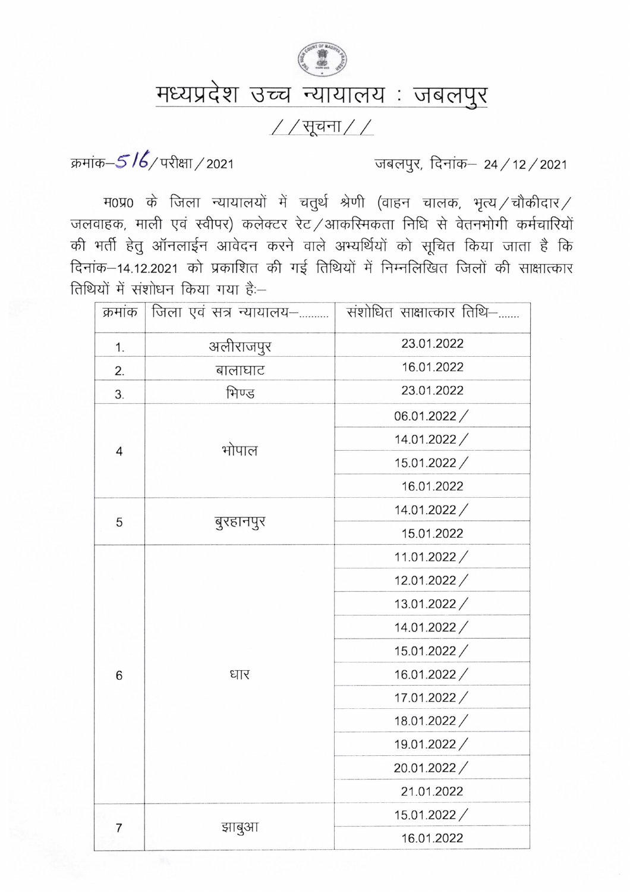# मध्यप्रदेश उच्च न्यायालय : जबलपुर

## //सूचना//

क्रमांक–516/परीक्षा/2021 जबलपुर, दिनांक– 24/12/2021

म0प्र0 के जिला न्यायालयों में चतुर्थ श्रेणी (वाहन चालक, भृत्य/चौकीदार/जलवाहक, माली एवं स्वीपर) कलेक्टर रेट/आकस्मिकता निधि से वेतनभोगी कर्मचारियों की भर्ती हेतु ऑनलाईन आवेदन करने वाले अभ्यर्थियों को सूचित किया जाता है कि दिनांक–14.12.2021 को प्रकाशित की गई तिथियों में निम्नलिखित जिलों की साक्षात्कार तिथियों में संशोधन किया गया है:–

| क्रमांक | जिला एवं सत्र न्यायालय–......... | संशोधित साक्षात्कार तिथि–...... |
|---|---|---|
| 1. | अलीराजपुर | 23.01.2022 |
| 2. | बालाघाट | 16.01.2022 |
| 3. | भिण्ड | 23.01.2022 |
| 4 | भोपाल | 06.01.2022 / |
| | | 14.01.2022 / |
| | | 15.01.2022 / |
| | | 16.01.2022 |
| 5 | बुरहानपुर | 14.01.2022 / |
| | | 15.01.2022 |
| 6 | धार | 11.01.2022 / |
| | | 12.01.2022 / |
| | | 13.01.2022 / |
| | | 14.01.2022 / |
| | | 15.01.2022 / |
| | | 16.01.2022 / |
| | | 17.01.2022 / |
| | | 18.01.2022 / |
| | | 19.01.2022 / |
| | | 20.01.2022 / |
| | | 21.01.2022 |
| 7 | झाबुआ | 15.01.2022 / |
| | | 16.01.2022 |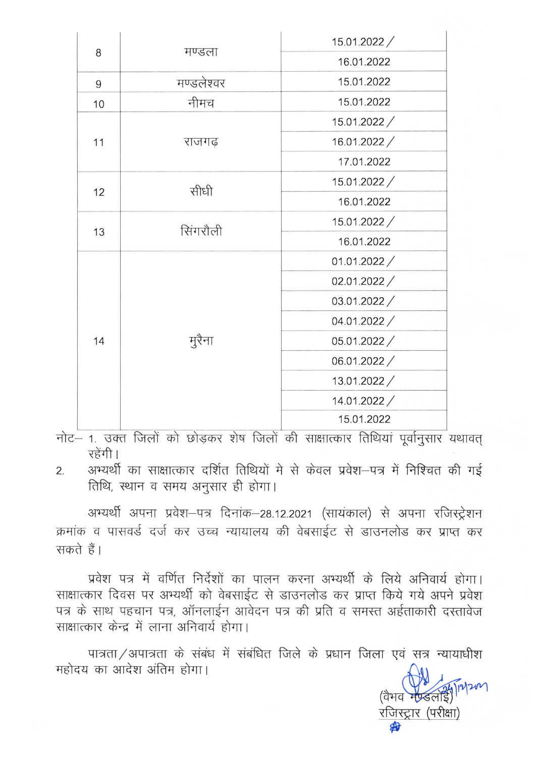| | | |
|---|---|---|
| 8 | मण्डला | 15.01.2022 / |
| | | 16.01.2022 |
| 9 | मण्डलेश्वर | 15.01.2022 |
| 10 | नीमच | 15.01.2022 |
| 11 | राजगढ़ | 15.01.2022 / |
| | | 16.01.2022 / |
| | | 17.01.2022 |
| 12 | सीधी | 15.01.2022 / |
| | | 16.01.2022 |
| 13 | सिंगरौली | 15.01.2022 / |
| | | 16.01.2022 |
| 14 | मुरैना | 01.01.2022 / |
| | | 02.01.2022 / |
| | | 03.01.2022 / |
| | | 04.01.2022 / |
| | | 05.01.2022 / |
| | | 06.01.2022 / |
| | | 13.01.2022 / |
| | | 14.01.2022 / |
| | | 15.01.2022 |

नोट– 1. उक्त जिलों को छोड़कर शेष जिलों की साक्षात्कार तिथियां पूर्वानुसार यथावत् रहेंगी।

2. अभ्यर्थी का साक्षात्कार दर्शित तिथियों मे से केवल प्रवेश–पत्र में निश्चित की गई तिथि, स्थान व समय अनुसार ही होगा।

अभ्यर्थी अपना प्रवेश–पत्र दिनांक–28.12.2021 (सायंकाल) से अपना रजिस्ट्रेशन क्रमांक व पासवर्ड दर्ज कर उच्च न्यायालय की वेबसाईट से डाउनलोड कर प्राप्त कर सकते हैं।

प्रवेश पत्र में वर्णित निर्देशों का पालन करना अभ्यर्थी के लिये अनिवार्य होगा। साक्षात्कार दिवस पर अभ्यर्थी को वेबसाईट से डाउनलोड कर प्राप्त किये गये अपने प्रवेश पत्र के साथ पहचान पत्र, ऑनलाईन आवेदन पत्र की प्रति व समस्त अर्हताकारी दस्तावेज साक्षात्कार केन्द्र में लाना अनिवार्य होगा।

पात्रता/अपात्रता के संबंध में संबंधित जिले के प्रधान जिला एवं सत्र न्यायाधीश महोदय का आदेश अंतिम होगा।

24/12/2021

(वैभव मण्डलोई)
रजिस्ट्रार (परीक्षा)